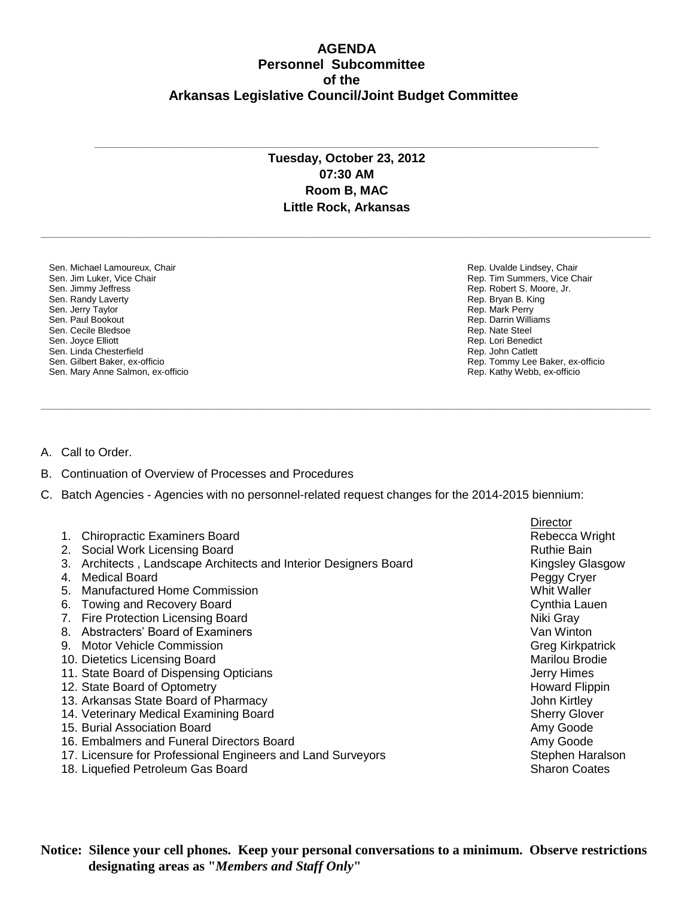# AGENDA
## Personnel Subcommittee
## of the
## Arkansas Legislative Council/Joint Budget Committee

---

**Tuesday, October 23, 2012**
**07:30 AM**
**Room B, MAC**
**Little Rock, Arkansas**

---

| Senate | House |
|---|---|
| Sen. Michael Lamoureux, Chair | Rep. Uvalde Lindsey, Chair |
| Sen. Jim Luker, Vice Chair | Rep. Tim Summers, Vice Chair |
| Sen. Jimmy Jeffress | Rep. Robert S. Moore, Jr. |
| Sen. Randy Laverty | Rep. Bryan B. King |
| Sen. Jerry Taylor | Rep. Mark Perry |
| Sen. Paul Bookout | Rep. Darrin Williams |
| Sen. Cecile Bledsoe | Rep. Nate Steel |
| Sen. Joyce Elliott | Rep. Lori Benedict |
| Sen. Linda Chesterfield | Rep. John Catlett |
| Sen. Gilbert Baker, ex-officio | Rep. Tommy Lee Baker, ex-officio |
| Sen. Mary Anne Salmon, ex-officio | Rep. Kathy Webb, ex-officio |

---

A. Call to Order.

B. Continuation of Overview of Processes and Procedures

C. Batch Agencies - Agencies with no personnel-related request changes for the 2014-2015 biennium:

| | Agency | Director |
|---|---|---|
| 1. | Chiropractic Examiners Board | Rebecca Wright |
| 2. | Social Work Licensing Board | Ruthie Bain |
| 3. | Architects , Landscape Architects and Interior Designers Board | Kingsley Glasgow |
| 4. | Medical Board | Peggy Cryer |
| 5. | Manufactured Home Commission | Whit Waller |
| 6. | Towing and Recovery Board | Cynthia Lauen |
| 7. | Fire Protection Licensing Board | Niki Gray |
| 8. | Abstracters' Board of Examiners | Van Winton |
| 9. | Motor Vehicle Commission | Greg Kirkpatrick |
| 10. | Dietetics Licensing Board | Marilou Brodie |
| 11. | State Board of Dispensing Opticians | Jerry Himes |
| 12. | State Board of Optometry | Howard Flippin |
| 13. | Arkansas State Board of Pharmacy | John Kirtley |
| 14. | Veterinary Medical Examining Board | Sherry Glover |
| 15. | Burial Association Board | Amy Goode |
| 16. | Embalmers and Funeral Directors Board | Amy Goode |
| 17. | Licensure for Professional Engineers and Land Surveyors | Stephen Haralson |
| 18. | Liquefied Petroleum Gas Board | Sharon Coates |

**Notice: Silence your cell phones. Keep your personal conversations to a minimum. Observe restrictions designating areas as "*Members and Staff Only*"**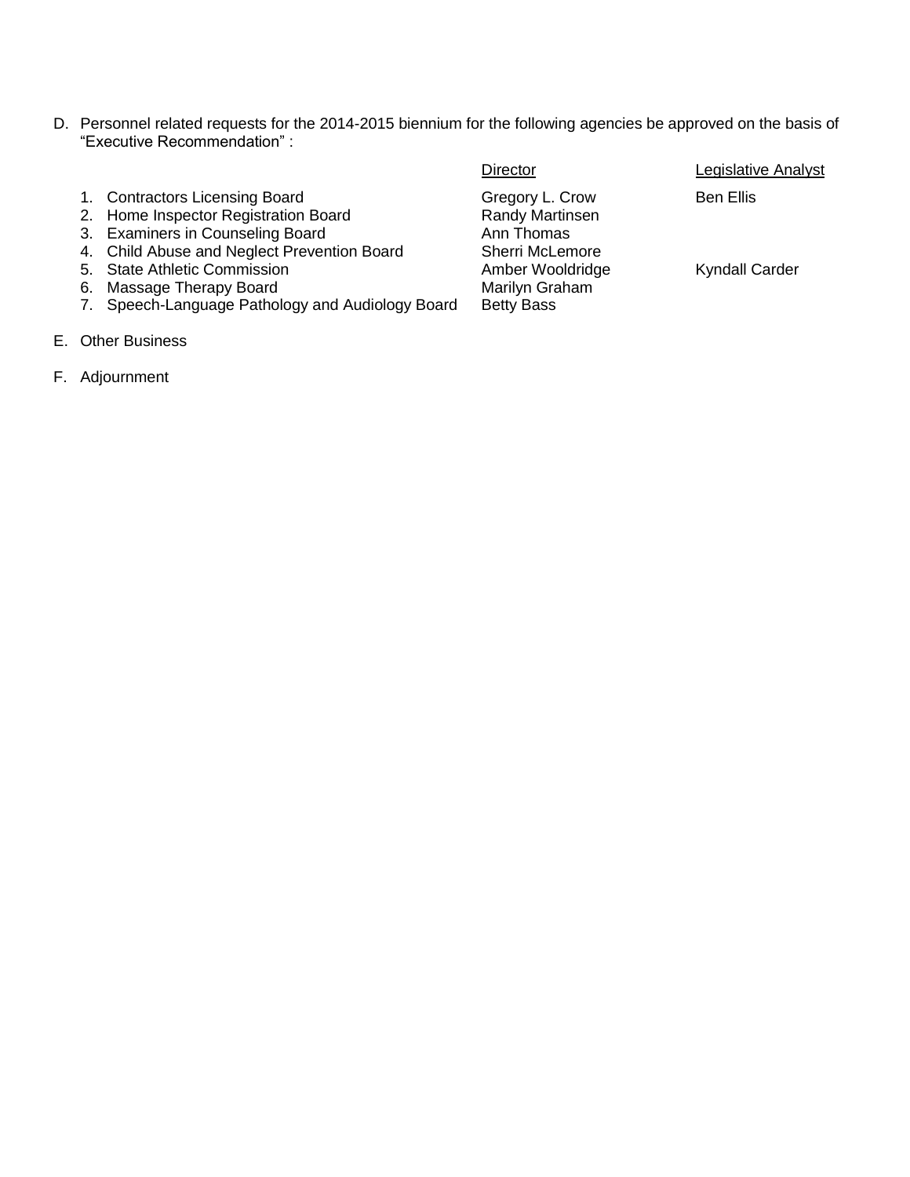D. Personnel related requests for the 2014-2015 biennium for the following agencies be approved on the basis of "Executive Recommendation" :

| | Director | Legislative Analyst |
|---|---|---|
| 1. Contractors Licensing Board | Gregory L. Crow | Ben Ellis |
| 2. Home Inspector Registration Board | Randy Martinsen | |
| 3. Examiners in Counseling Board | Ann Thomas | |
| 4. Child Abuse and Neglect Prevention Board | Sherri McLemore | |
| 5. State Athletic Commission | Amber Wooldridge | Kyndall Carder |
| 6. Massage Therapy Board | Marilyn Graham | |
| 7. Speech-Language Pathology and Audiology Board | Betty Bass | |

E. Other Business

F. Adjournment